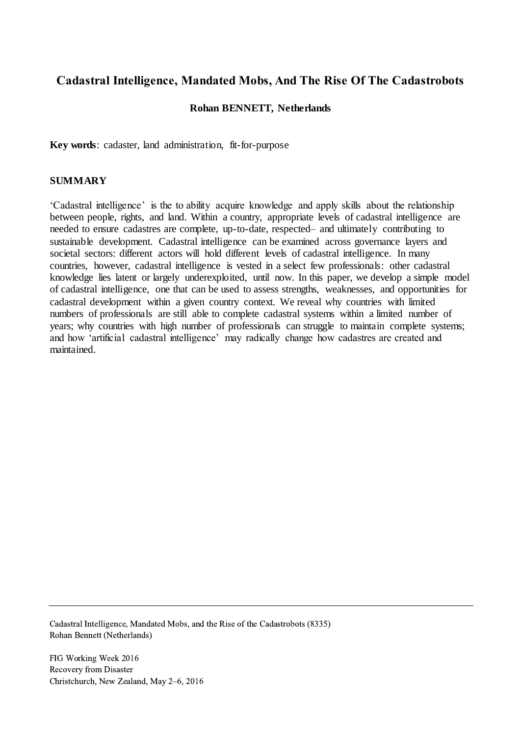# Cadastral Intelligence, Mandated Mobs, And The Rise Of The Cadastrobots

**Rohan BENNETT, Netherlands**

**Key words**: cadaster, land administration, fit-for-purpose

## SUMMARY

'Cadastral intelligence' is the to ability acquire knowledge and apply skills about the relationship between people, rights, and land. Within a country, appropriate levels of cadastral intelligence are needed to ensure cadastres are complete, up-to-date, respected– and ultimately contributing to sustainable development. Cadastral intelligence can be examined across governance layers and societal sectors: different actors will hold different levels of cadastral intelligence. In many countries, however, cadastral intelligence is vested in a select few professionals: other cadastral knowledge lies latent or largely underexploited, until now. In this paper, we develop a simple model of cadastral intelligence, one that can be used to assess strengths, weaknesses, and opportunities for cadastral development within a given country context. We reveal why countries with limited numbers of professionals are still able to complete cadastral systems within a limited number of years; why countries with high number of professionals can struggle to maintain complete systems; and how 'artificial cadastral intelligence' may radically change how cadastres are created and maintained.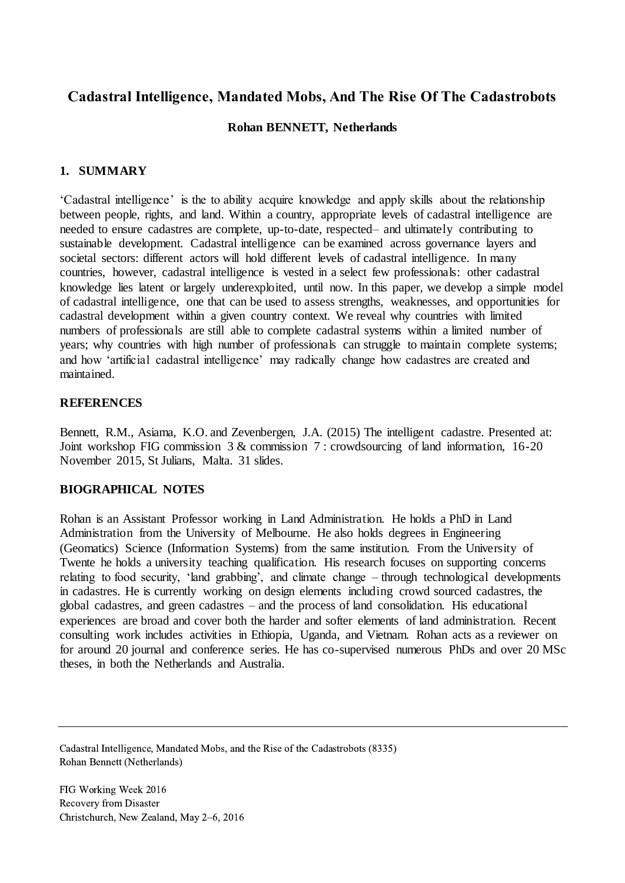# Cadastral Intelligence, Mandated Mobs, And The Rise Of The Cadastrobots

**Rohan BENNETT, Netherlands**

## 1. SUMMARY

'Cadastral intelligence' is the to ability acquire knowledge and apply skills about the relationship between people, rights, and land. Within a country, appropriate levels of cadastral intelligence are needed to ensure cadastres are complete, up-to-date, respected– and ultimately contributing to sustainable development. Cadastral intelligence can be examined across governance layers and societal sectors: different actors will hold different levels of cadastral intelligence. In many countries, however, cadastral intelligence is vested in a select few professionals: other cadastral knowledge lies latent or largely underexploited, until now. In this paper, we develop a simple model of cadastral intelligence, one that can be used to assess strengths, weaknesses, and opportunities for cadastral development within a given country context. We reveal why countries with limited numbers of professionals are still able to complete cadastral systems within a limited number of years; why countries with high number of professionals can struggle to maintain complete systems; and how 'artificial cadastral intelligence' may radically change how cadastres are created and maintained.

## REFERENCES

Bennett, R.M., Asiama, K.O. and Zevenbergen, J.A. (2015) The intelligent cadastre. Presented at: Joint workshop FIG commission 3 & commission 7 : crowdsourcing of land information, 16-20 November 2015, St Julians, Malta. 31 slides.

## BIOGRAPHICAL NOTES

Rohan is an Assistant Professor working in Land Administration. He holds a PhD in Land Administration from the University of Melbourne. He also holds degrees in Engineering (Geomatics) Science (Information Systems) from the same institution. From the University of Twente he holds a university teaching qualification. His research focuses on supporting concerns relating to food security, 'land grabbing', and climate change – through technological developments in cadastres. He is currently working on design elements including crowd sourced cadastres, the global cadastres, and green cadastres – and the process of land consolidation. His educational experiences are broad and cover both the harder and softer elements of land administration. Recent consulting work includes activities in Ethiopia, Uganda, and Vietnam. Rohan acts as a reviewer on for around 20 journal and conference series. He has co-supervised numerous PhDs and over 20 MSc theses, in both the Netherlands and Australia.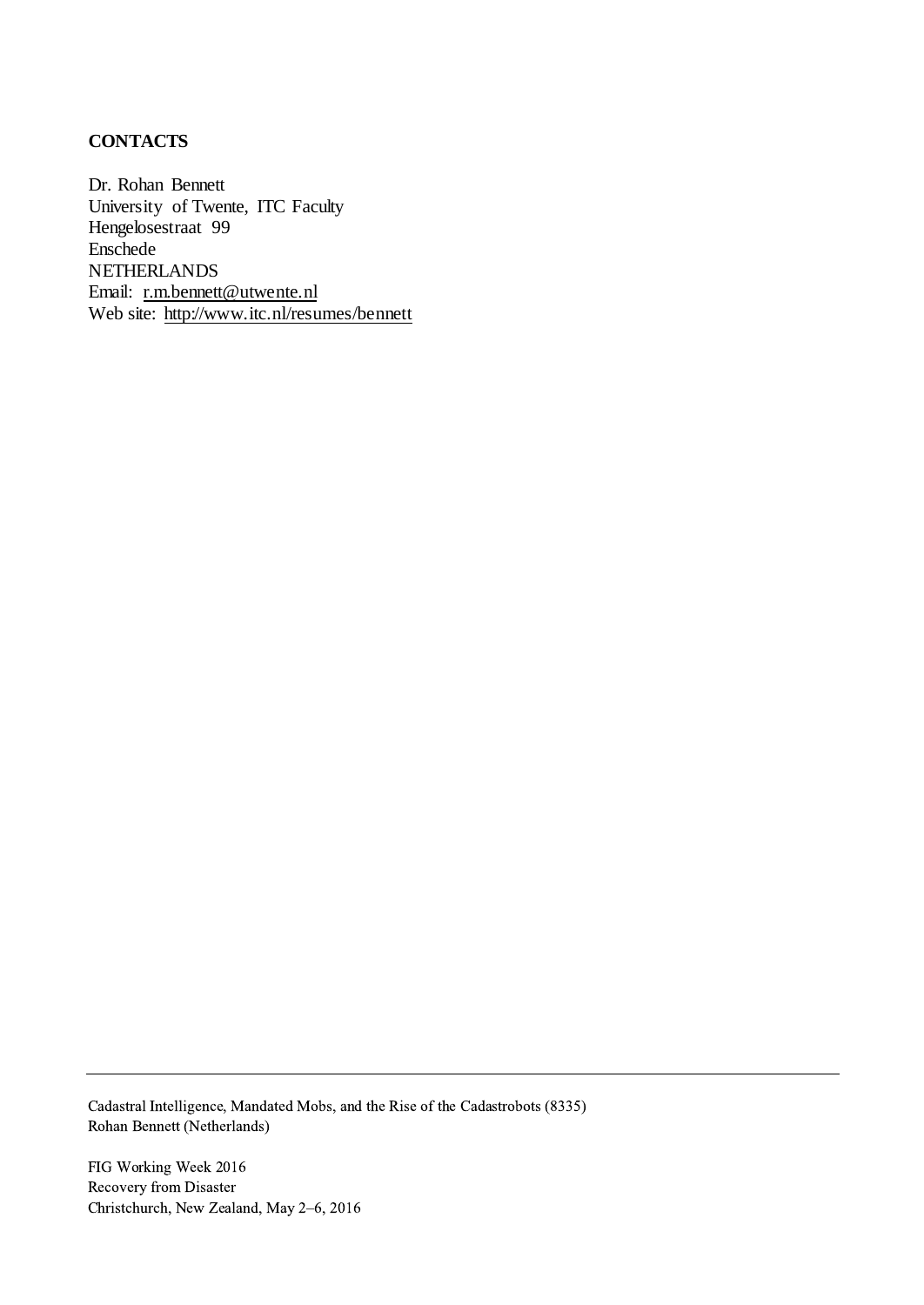**CONTACTS**

Dr. Rohan Bennett
University of Twente, ITC Faculty
Hengelosestraat 99
Enschede
NETHERLANDS
Email: r.m.bennett@utwente.nl
Web site: http://www.itc.nl/resumes/bennett